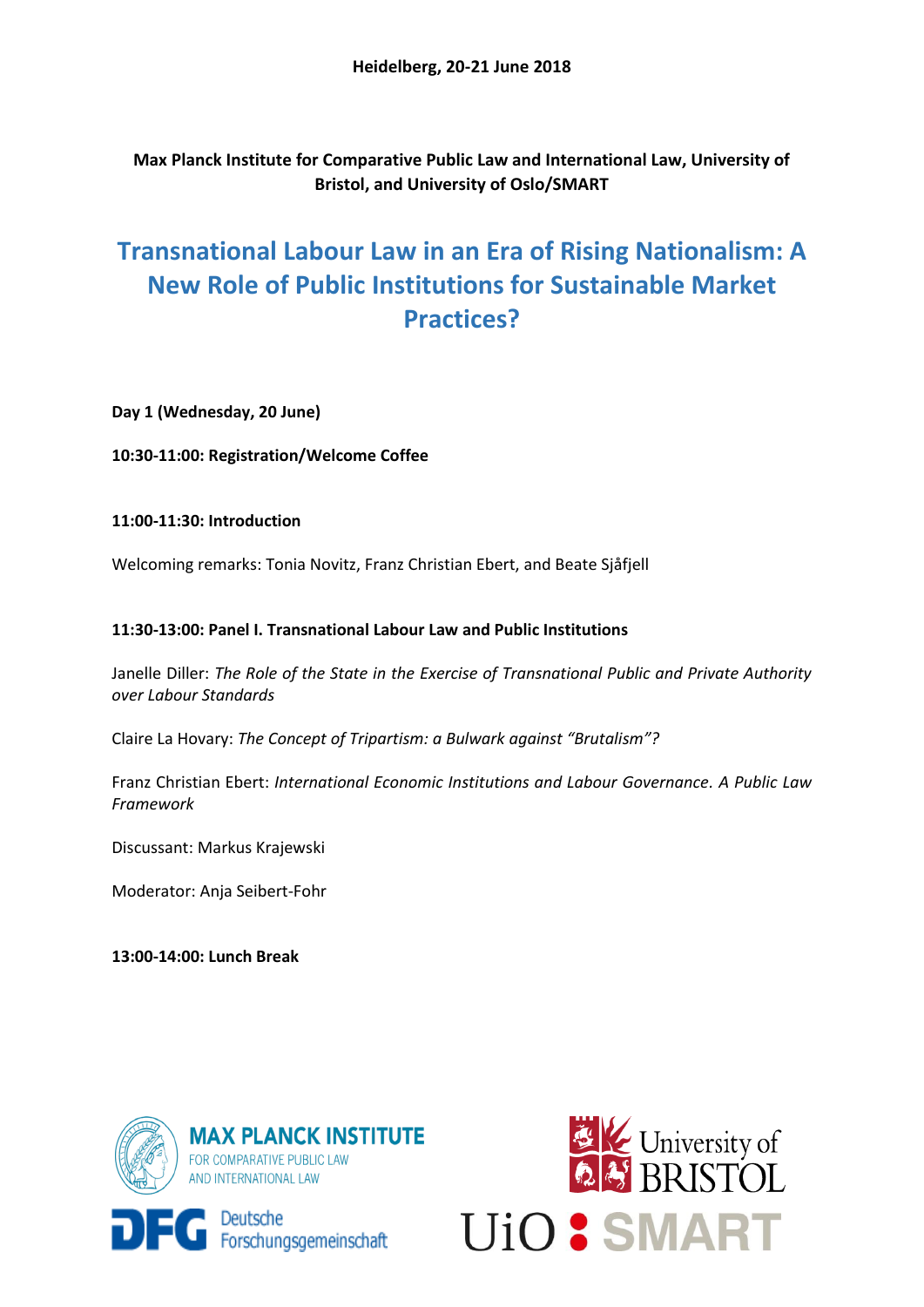**Heidelberg, 20-21 June 2018**

**Max Planck Institute for Comparative Public Law and International Law, University of Bristol, and University of Oslo/SMART**

# Transnational Labour Law in an Era of Rising Nationalism: A New Role of Public Institutions for Sustainable Market Practices?

**Day 1 (Wednesday, 20 June)**

**10:30-11:00: Registration/Welcome Coffee**

**11:00-11:30: Introduction**

Welcoming remarks: Tonia Novitz, Franz Christian Ebert, and Beate Sjåfjell

**11:30-13:00: Panel I. Transnational Labour Law and Public Institutions**

Janelle Diller: *The Role of the State in the Exercise of Transnational Public and Private Authority over Labour Standards*

Claire La Hovary: *The Concept of Tripartism: a Bulwark against "Brutalism"?*

Franz Christian Ebert: *International Economic Institutions and Labour Governance. A Public Law Framework*

Discussant: Markus Krajewski

Moderator: Anja Seibert-Fohr

**13:00-14:00: Lunch Break**

MAX PLANCK INSTITUTE FOR COMPARATIVE PUBLIC LAW AND INTERNATIONAL LAW

DFG Deutsche Forschungsgemeinschaft

University of BRISTOL

UiO SMART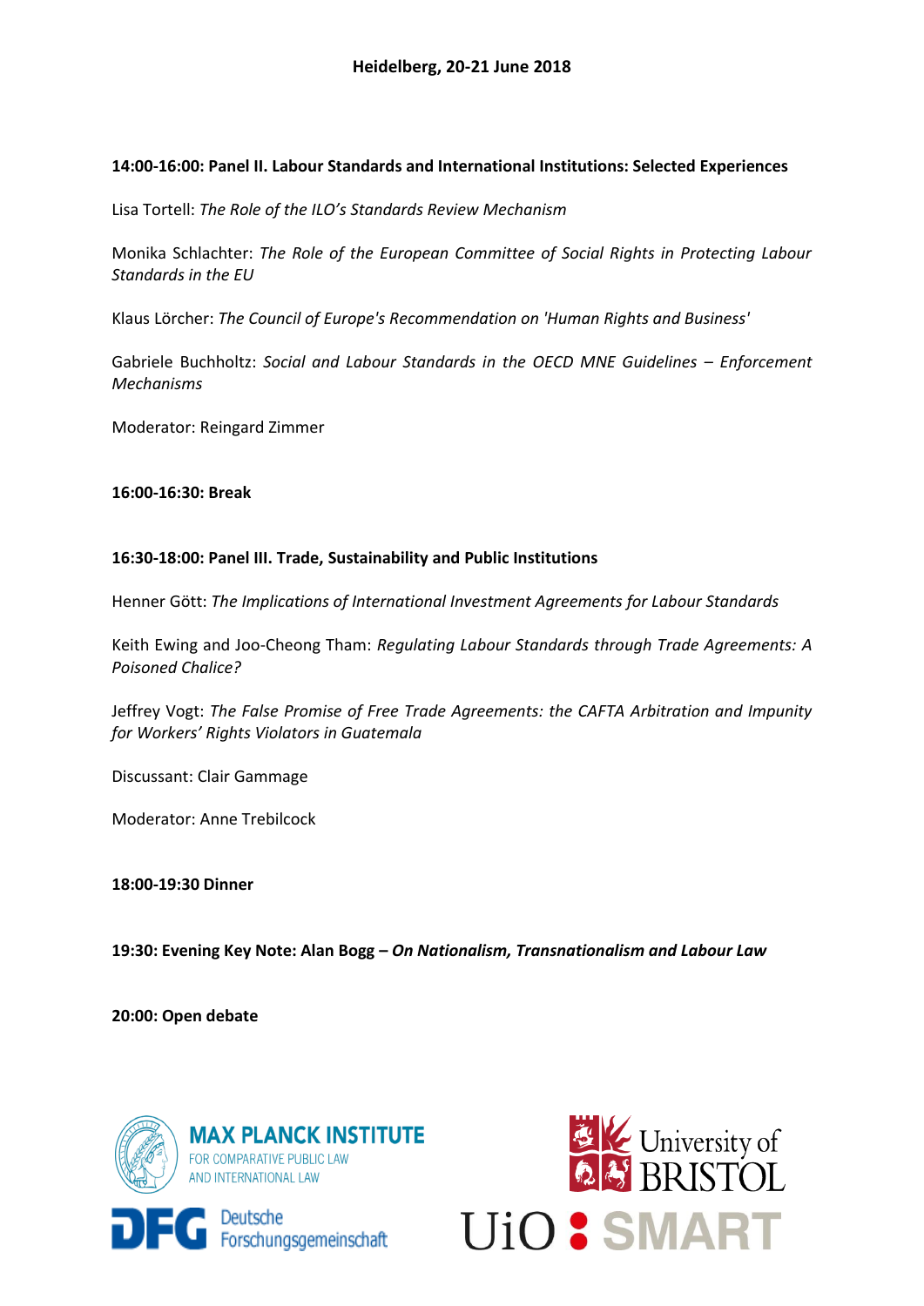**Heidelberg, 20-21 June 2018**

**14:00-16:00: Panel II. Labour Standards and International Institutions: Selected Experiences**

Lisa Tortell: *The Role of the ILO's Standards Review Mechanism*

Monika Schlachter: *The Role of the European Committee of Social Rights in Protecting Labour Standards in the EU*

Klaus Lörcher: *The Council of Europe's Recommendation on 'Human Rights and Business'*

Gabriele Buchholtz: *Social and Labour Standards in the OECD MNE Guidelines – Enforcement Mechanisms*

Moderator: Reingard Zimmer

**16:00-16:30: Break**

**16:30-18:00: Panel III. Trade, Sustainability and Public Institutions**

Henner Gött: *The Implications of International Investment Agreements for Labour Standards*

Keith Ewing and Joo-Cheong Tham: *Regulating Labour Standards through Trade Agreements: A Poisoned Chalice?*

Jeffrey Vogt: *The False Promise of Free Trade Agreements: the CAFTA Arbitration and Impunity for Workers' Rights Violators in Guatemala*

Discussant: Clair Gammage

Moderator: Anne Trebilcock

**18:00-19:30 Dinner**

**19:30: Evening Key Note: Alan Bogg – *On Nationalism, Transnationalism and Labour Law***

**20:00: Open debate**

MAX PLANCK INSTITUTE FOR COMPARATIVE PUBLIC LAW AND INTERNATIONAL LAW

DFG Deutsche Forschungsgemeinschaft

University of BRISTOL

UiO : SMART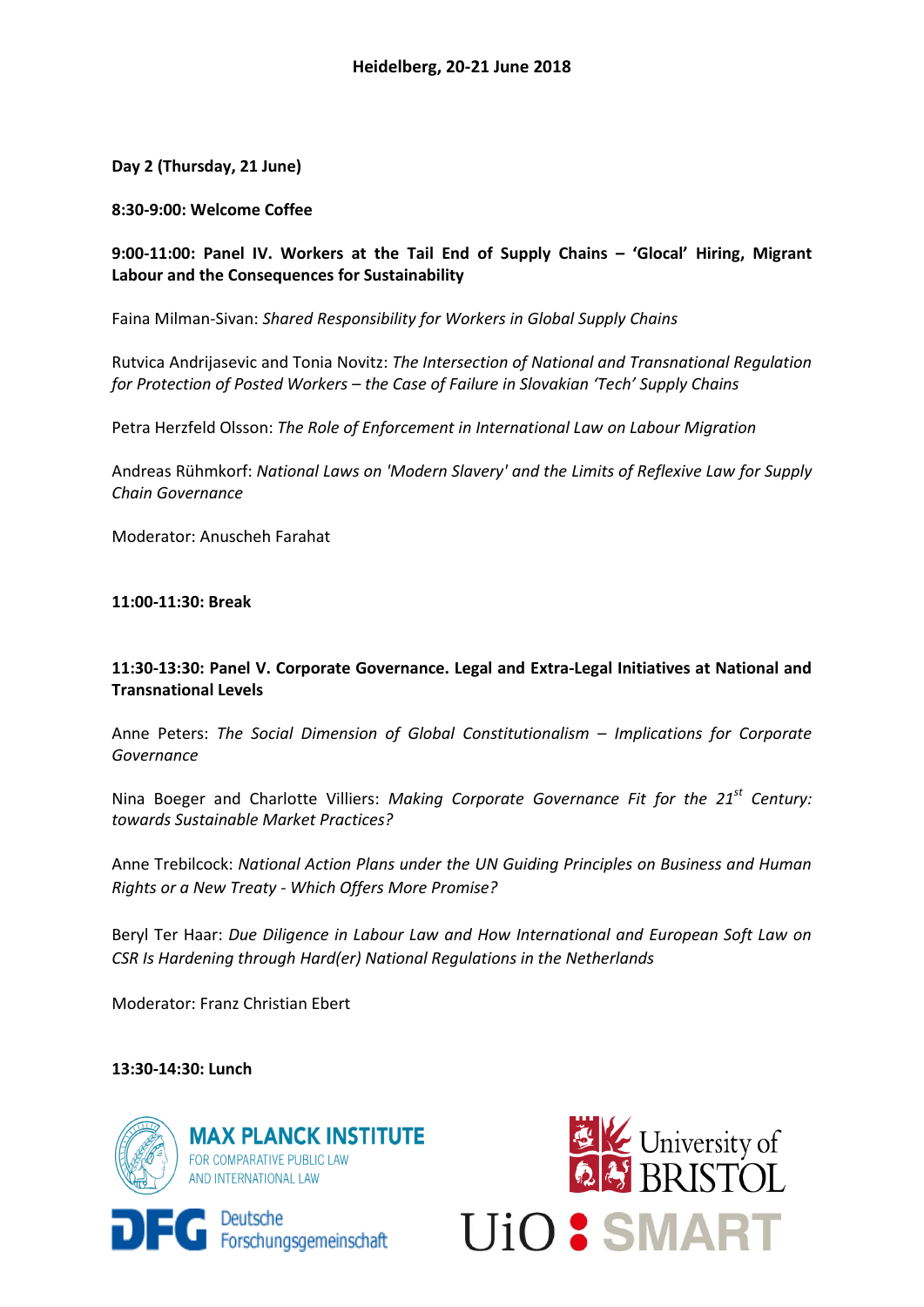**Heidelberg, 20-21 June 2018**

**Day 2 (Thursday, 21 June)**

**8:30-9:00: Welcome Coffee**

**9:00-11:00: Panel IV. Workers at the Tail End of Supply Chains – 'Glocal' Hiring, Migrant Labour and the Consequences for Sustainability**

Faina Milman-Sivan: *Shared Responsibility for Workers in Global Supply Chains*

Rutvica Andrijasevic and Tonia Novitz: *The Intersection of National and Transnational Regulation for Protection of Posted Workers – the Case of Failure in Slovakian 'Tech' Supply Chains*

Petra Herzfeld Olsson: *The Role of Enforcement in International Law on Labour Migration*

Andreas Rühmkorf: *National Laws on 'Modern Slavery' and the Limits of Reflexive Law for Supply Chain Governance*

Moderator: Anuscheh Farahat

**11:00-11:30: Break**

**11:30-13:30: Panel V. Corporate Governance. Legal and Extra-Legal Initiatives at National and Transnational Levels**

Anne Peters: *The Social Dimension of Global Constitutionalism – Implications for Corporate Governance*

Nina Boeger and Charlotte Villiers: *Making Corporate Governance Fit for the 21st Century: towards Sustainable Market Practices?*

Anne Trebilcock: *National Action Plans under the UN Guiding Principles on Business and Human Rights or a New Treaty - Which Offers More Promise?*

Beryl Ter Haar: *Due Diligence in Labour Law and How International and European Soft Law on CSR Is Hardening through Hard(er) National Regulations in the Netherlands*

Moderator: Franz Christian Ebert

**13:30-14:30: Lunch**

MAX PLANCK INSTITUTE FOR COMPARATIVE PUBLIC LAW AND INTERNATIONAL LAW

University of BRISTOL

DFG Deutsche Forschungsgemeinschaft

UiO : SMART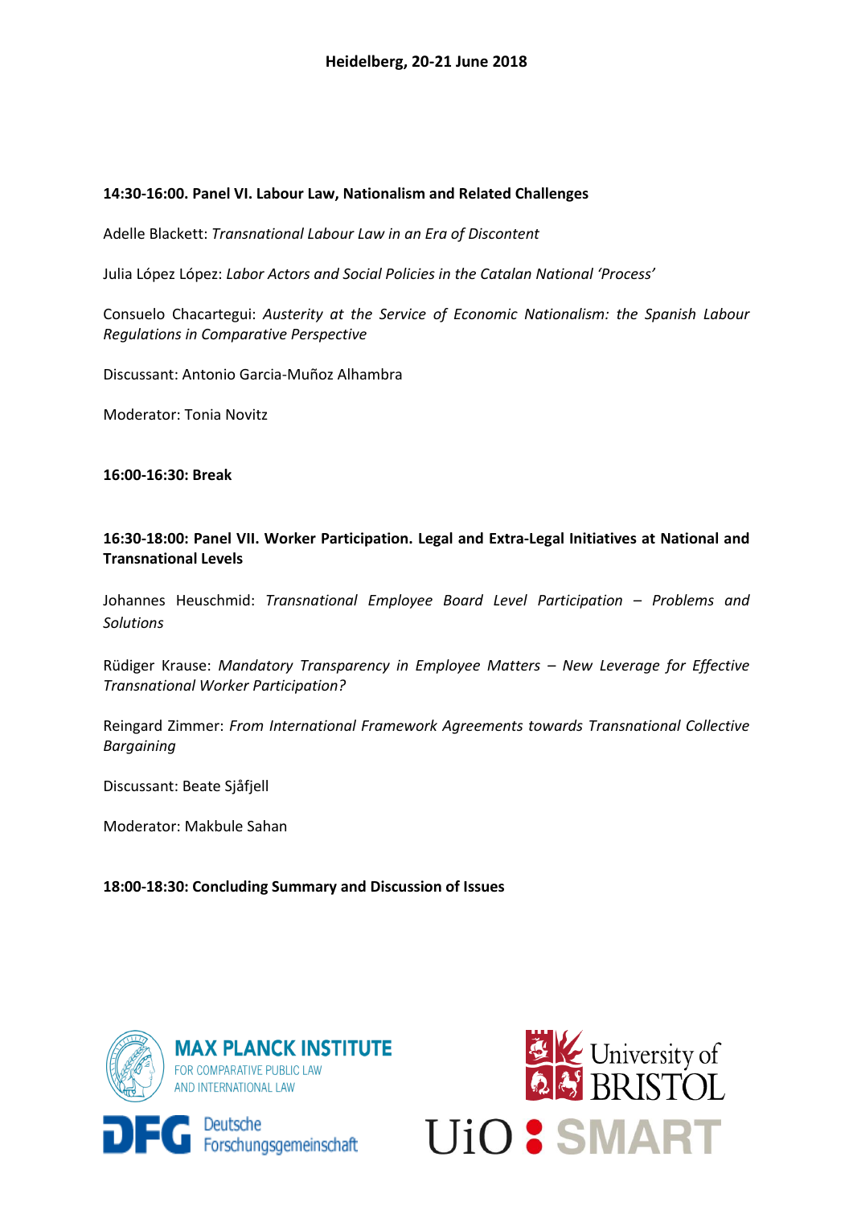**Heidelberg, 20-21 June 2018**

**14:30-16:00. Panel VI. Labour Law, Nationalism and Related Challenges**

Adelle Blackett: *Transnational Labour Law in an Era of Discontent*

Julia López López: *Labor Actors and Social Policies in the Catalan National 'Process'*

Consuelo Chacartegui: *Austerity at the Service of Economic Nationalism: the Spanish Labour Regulations in Comparative Perspective*

Discussant: Antonio Garcia-Muñoz Alhambra

Moderator: Tonia Novitz

**16:00-16:30: Break**

**16:30-18:00: Panel VII. Worker Participation. Legal and Extra-Legal Initiatives at National and Transnational Levels**

Johannes Heuschmid: *Transnational Employee Board Level Participation – Problems and Solutions*

Rüdiger Krause: *Mandatory Transparency in Employee Matters – New Leverage for Effective Transnational Worker Participation?*

Reingard Zimmer: *From International Framework Agreements towards Transnational Collective Bargaining*

Discussant: Beate Sjåfjell

Moderator: Makbule Sahan

**18:00-18:30: Concluding Summary and Discussion of Issues**

MAX PLANCK INSTITUTE FOR COMPARATIVE PUBLIC LAW AND INTERNATIONAL LAW

University of BRISTOL

DFG Deutsche Forschungsgemeinschaft

UiO SMART